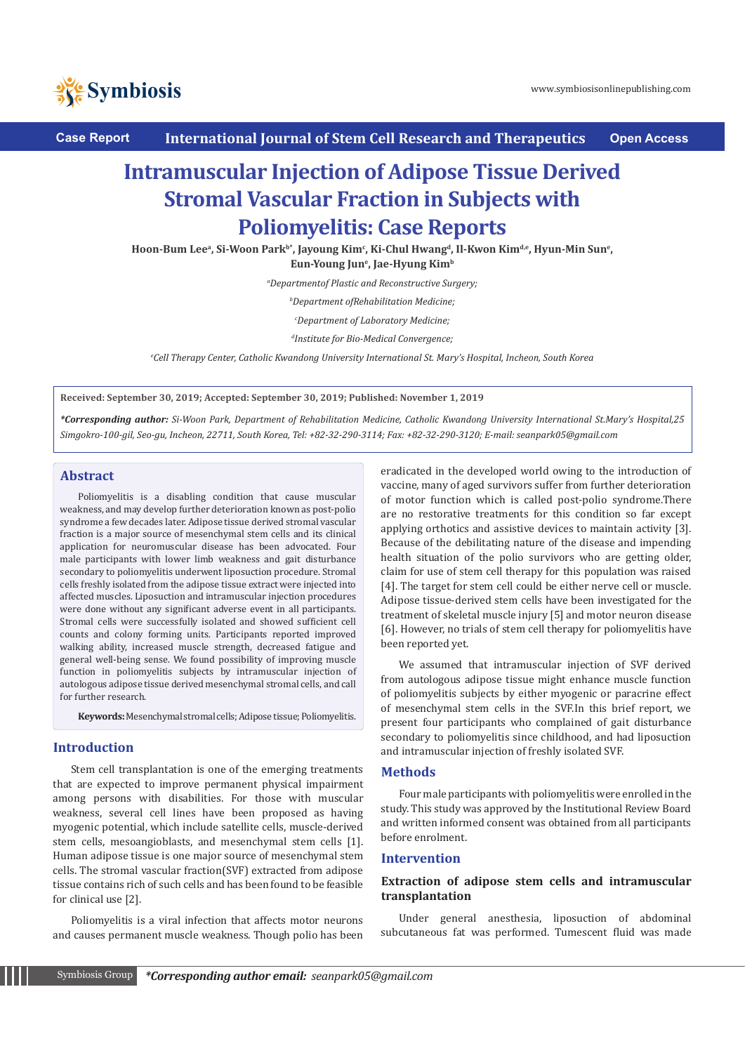Case Report | International Journal of Stem Cell Research and Therapeutics | Open Access

# Intramuscular Injection of Adipose Tissue Derived Stromal Vascular Fraction in Subjects with Poliomyelitis: Case Reports

**Hoon-Bum Lee[a], Si-Woon Park[b*], Jayoung Kim[c], Ki-Chul Hwang[d], Il-Kwon Kim[d,e], Hyun-Min Sun[e], Eun-Young Jun[e], Jae-Hyung Kim[b]**

[a]*Departmentof Plastic and Reconstructive Surgery;*

[b]*Department ofRehabilitation Medicine;*

[c]*Department of Laboratory Medicine;*

[d]*Institute for Bio-Medical Convergence;*

[e]*Cell Therapy Center, Catholic Kwandong University International St. Mary's Hospital, Incheon, South Korea*

**Received: September 30, 2019; Accepted: September 30, 2019; Published: November 1, 2019**

***Corresponding author:** *Si-Woon Park, Department of Rehabilitation Medicine, Catholic Kwandong University International St.Mary's Hospital,25 Simgokro-100-gil, Seo-gu, Incheon, 22711, South Korea, Tel: +82-32-290-3114; Fax: +82-32-290-3120; E-mail: seanpark05@gmail.com*

## Abstract

Poliomyelitis is a disabling condition that cause muscular weakness, and may develop further deterioration known as post-polio syndrome a few decades later. Adipose tissue derived stromal vascular fraction is a major source of mesenchymal stem cells and its clinical application for neuromuscular disease has been advocated. Four male participants with lower limb weakness and gait disturbance secondary to poliomyelitis underwent liposuction procedure. Stromal cells freshly isolated from the adipose tissue extract were injected into affected muscles. Liposuction and intramuscular injection procedures were done without any significant adverse event in all participants. Stromal cells were successfully isolated and showed sufficient cell counts and colony forming units. Participants reported improved walking ability, increased muscle strength, decreased fatigue and general well-being sense. We found possibility of improving muscle function in poliomyelitis subjects by intramuscular injection of autologous adipose tissue derived mesenchymal stromal cells, and call for further research.

**Keywords:** Mesenchymal stromal cells; Adipose tissue; Poliomyelitis.

## Introduction

Stem cell transplantation is one of the emerging treatments that are expected to improve permanent physical impairment among persons with disabilities. For those with muscular weakness, several cell lines have been proposed as having myogenic potential, which include satellite cells, muscle-derived stem cells, mesoangioblasts, and mesenchymal stem cells [1]. Human adipose tissue is one major source of mesenchymal stem cells. The stromal vascular fraction(SVF) extracted from adipose tissue contains rich of such cells and has been found to be feasible for clinical use [2].

Poliomyelitis is a viral infection that affects motor neurons and causes permanent muscle weakness. Though polio has been eradicated in the developed world owing to the introduction of vaccine, many of aged survivors suffer from further deterioration of motor function which is called post-polio syndrome.There are no restorative treatments for this condition so far except applying orthotics and assistive devices to maintain activity [3]. Because of the debilitating nature of the disease and impending health situation of the polio survivors who are getting older, claim for use of stem cell therapy for this population was raised [4]. The target for stem cell could be either nerve cell or muscle. Adipose tissue-derived stem cells have been investigated for the treatment of skeletal muscle injury [5] and motor neuron disease [6]. However, no trials of stem cell therapy for poliomyelitis have been reported yet.

We assumed that intramuscular injection of SVF derived from autologous adipose tissue might enhance muscle function of poliomyelitis subjects by either myogenic or paracrine effect of mesenchymal stem cells in the SVF.In this brief report, we present four participants who complained of gait disturbance secondary to poliomyelitis since childhood, and had liposuction and intramuscular injection of freshly isolated SVF.

## Methods

Four male participants with poliomyelitis were enrolled in the study. This study was approved by the Institutional Review Board and written informed consent was obtained from all participants before enrolment.

## Intervention

### Extraction of adipose stem cells and intramuscular transplantation

Under general anesthesia, liposuction of abdominal subcutaneous fat was performed. Tumescent fluid was made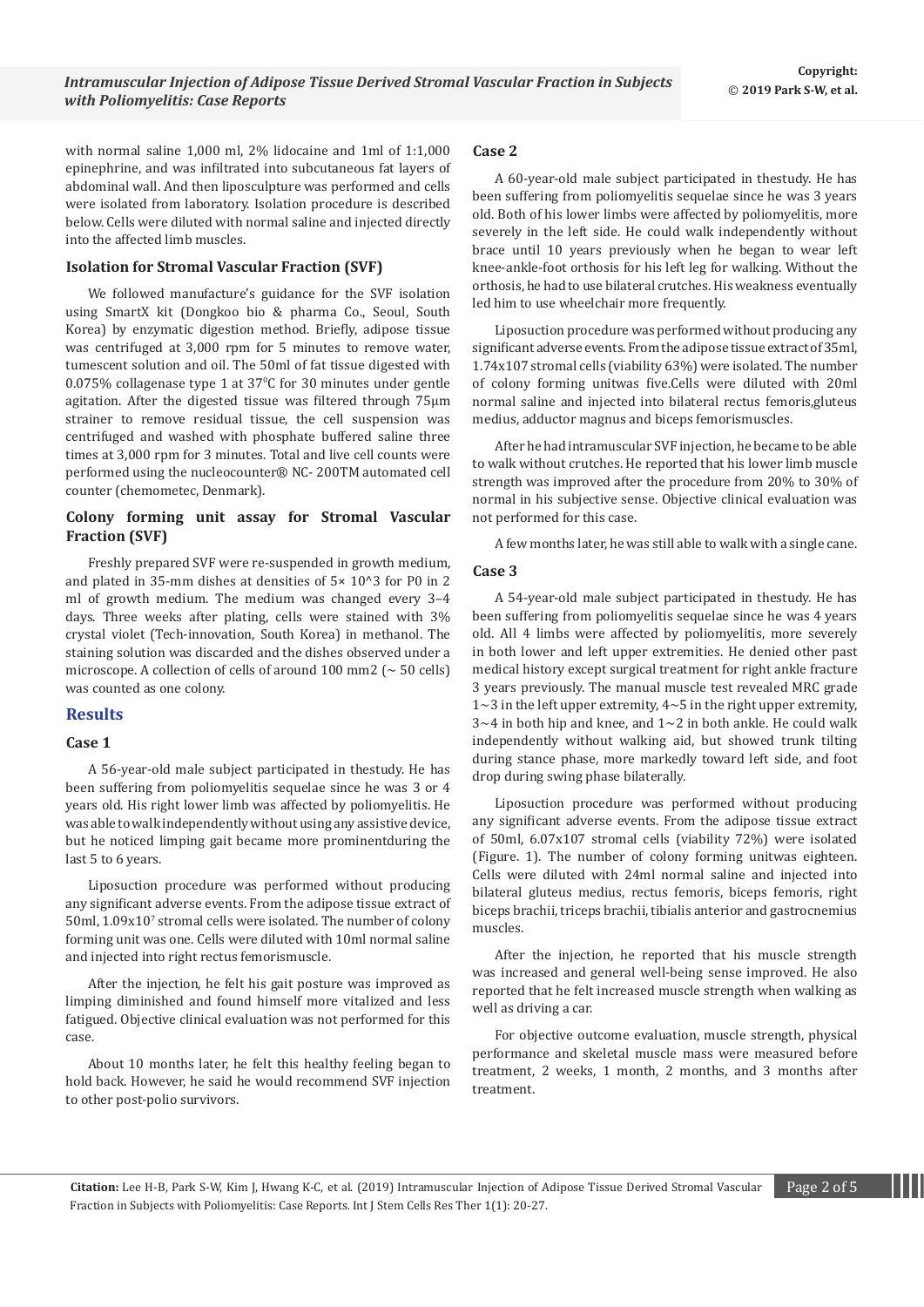with normal saline 1,000 ml, 2% lidocaine and 1ml of 1:1,000 epinephrine, and was infiltrated into subcutaneous fat layers of abdominal wall. And then liposculpture was performed and cells were isolated from laboratory. Isolation procedure is described below. Cells were diluted with normal saline and injected directly into the affected limb muscles.

### Isolation for Stromal Vascular Fraction (SVF)

We followed manufacture's guidance for the SVF isolation using SmartX kit (Dongkoo bio & pharma Co., Seoul, South Korea) by enzymatic digestion method. Briefly, adipose tissue was centrifuged at 3,000 rpm for 5 minutes to remove water, tumescent solution and oil. The 50ml of fat tissue digested with 0.075% collagenase type 1 at 37$^0$C for 30 minutes under gentle agitation. After the digested tissue was filtered through 75μm strainer to remove residual tissue, the cell suspension was centrifuged and washed with phosphate buffered saline three times at 3,000 rpm for 3 minutes. Total and live cell counts were performed using the nucleocounter® NC- 200TM automated cell counter (chemometec, Denmark).

### Colony forming unit assay for Stromal Vascular Fraction (SVF)

Freshly prepared SVF were re-suspended in growth medium, and plated in 35-mm dishes at densities of 5× 10^3 for P0 in 2 ml of growth medium. The medium was changed every 3–4 days. Three weeks after plating, cells were stained with 3% crystal violet (Tech-innovation, South Korea) in methanol. The staining solution was discarded and the dishes observed under a microscope. A collection of cells of around 100 mm2 (~ 50 cells) was counted as one colony.

## Results

### Case 1

A 56-year-old male subject participated in thestudy. He has been suffering from poliomyelitis sequelae since he was 3 or 4 years old. His right lower limb was affected by poliomyelitis. He was able to walk independently without using any assistive device, but he noticed limping gait became more prominentduring the last 5 to 6 years.

Liposuction procedure was performed without producing any significant adverse events. From the adipose tissue extract of 50ml, 1.09x10$^7$ stromal cells were isolated. The number of colony forming unit was one. Cells were diluted with 10ml normal saline and injected into right rectus femorismuscle.

After the injection, he felt his gait posture was improved as limping diminished and found himself more vitalized and less fatigued. Objective clinical evaluation was not performed for this case.

About 10 months later, he felt this healthy feeling began to hold back. However, he said he would recommend SVF injection to other post-polio survivors.

### Case 2

A 60-year-old male subject participated in thestudy. He has been suffering from poliomyelitis sequelae since he was 3 years old. Both of his lower limbs were affected by poliomyelitis, more severely in the left side. He could walk independently without brace until 10 years previously when he began to wear left knee-ankle-foot orthosis for his left leg for walking. Without the orthosis, he had to use bilateral crutches. His weakness eventually led him to use wheelchair more frequently.

Liposuction procedure was performed without producing any significant adverse events. From the adipose tissue extract of 35ml, 1.74x107 stromal cells (viability 63%) were isolated. The number of colony forming unitwas five.Cells were diluted with 20ml normal saline and injected into bilateral rectus femoris,gluteus medius, adductor magnus and biceps femorismuscles.

After he had intramuscular SVF injection, he became to be able to walk without crutches. He reported that his lower limb muscle strength was improved after the procedure from 20% to 30% of normal in his subjective sense. Objective clinical evaluation was not performed for this case.

A few months later, he was still able to walk with a single cane.

### Case 3

A 54-year-old male subject participated in thestudy. He has been suffering from poliomyelitis sequelae since he was 4 years old. All 4 limbs were affected by poliomyelitis, more severely in both lower and left upper extremities. He denied other past medical history except surgical treatment for right ankle fracture 3 years previously. The manual muscle test revealed MRC grade 1~3 in the left upper extremity, 4~5 in the right upper extremity, 3~4 in both hip and knee, and 1~2 in both ankle. He could walk independently without walking aid, but showed trunk tilting during stance phase, more markedly toward left side, and foot drop during swing phase bilaterally.

Liposuction procedure was performed without producing any significant adverse events. From the adipose tissue extract of 50ml, 6.07x107 stromal cells (viability 72%) were isolated (Figure. 1). The number of colony forming unitwas eighteen. Cells were diluted with 24ml normal saline and injected into bilateral gluteus medius, rectus femoris, biceps femoris, right biceps brachii, triceps brachii, tibialis anterior and gastrocnemius muscles.

After the injection, he reported that his muscle strength was increased and general well-being sense improved. He also reported that he felt increased muscle strength when walking as well as driving a car.

For objective outcome evaluation, muscle strength, physical performance and skeletal muscle mass were measured before treatment, 2 weeks, 1 month, 2 months, and 3 months after treatment.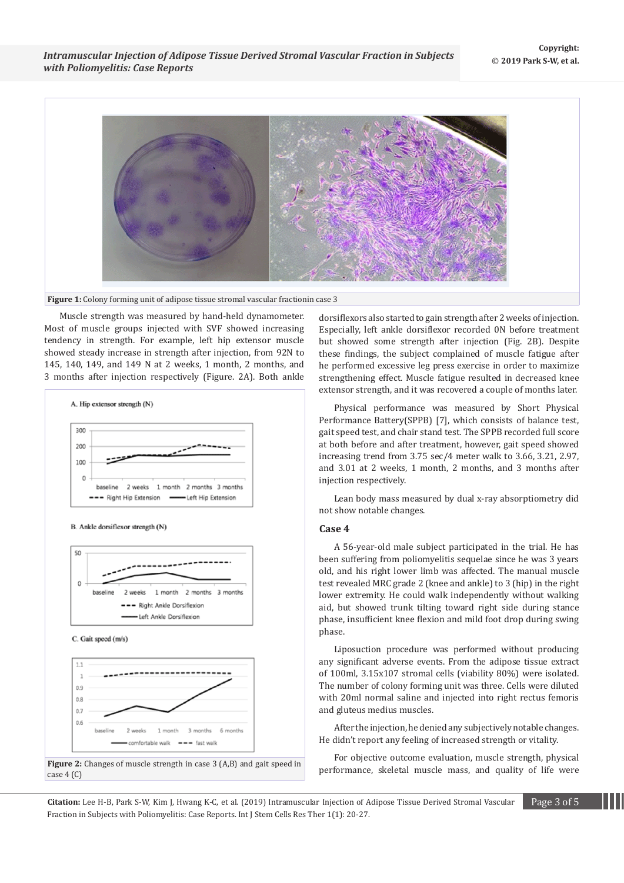Figure 1: Colony forming unit of adipose tissue stromal vascular fractionin case 3

Muscle strength was measured by hand-held dynamometer. Most of muscle groups injected with SVF showed increasing tendency in strength. For example, left hip extensor muscle showed steady increase in strength after injection, from 92N to 145, 140, 149, and 149 N at 2 weeks, 1 month, 2 months, and 3 months after injection respectively (Figure. 2A). Both ankle dorsiflexors also started to gain strength after 2 weeks of injection. Especially, left ankle dorsiflexor recorded 0N before treatment but showed some strength after injection (Fig. 2B). Despite these findings, the subject complained of muscle fatigue after he performed excessive leg press exercise in order to maximize strengthening effect. Muscle fatigue resulted in decreased knee extensor strength, and it was recovered a couple of months later.

Figure 2: Changes of muscle strength in case 3 (A,B) and gait speed in case 4 (C)

Physical performance was measured by Short Physical Performance Battery(SPPB) [7], which consists of balance test, gait speed test, and chair stand test. The SPPB recorded full score at both before and after treatment, however, gait speed showed increasing trend from 3.75 sec/4 meter walk to 3.66, 3.21, 2.97, and 3.01 at 2 weeks, 1 month, 2 months, and 3 months after injection respectively.

Lean body mass measured by dual x-ray absorptiometry did not show notable changes.

### Case 4

A 56-year-old male subject participated in the trial. He has been suffering from poliomyelitis sequelae since he was 3 years old, and his right lower limb was affected. The manual muscle test revealed MRC grade 2 (knee and ankle) to 3 (hip) in the right lower extremity. He could walk independently without walking aid, but showed trunk tilting toward right side during stance phase, insufficient knee flexion and mild foot drop during swing phase.

Liposuction procedure was performed without producing any significant adverse events. From the adipose tissue extract of 100ml, 3.15x107 stromal cells (viability 80%) were isolated. The number of colony forming unit was three. Cells were diluted with 20ml normal saline and injected into right rectus femoris and gluteus medius muscles.

After the injection, he denied any subjectively notable changes. He didn't report any feeling of increased strength or vitality.

For objective outcome evaluation, muscle strength, physical performance, skeletal muscle mass, and quality of life were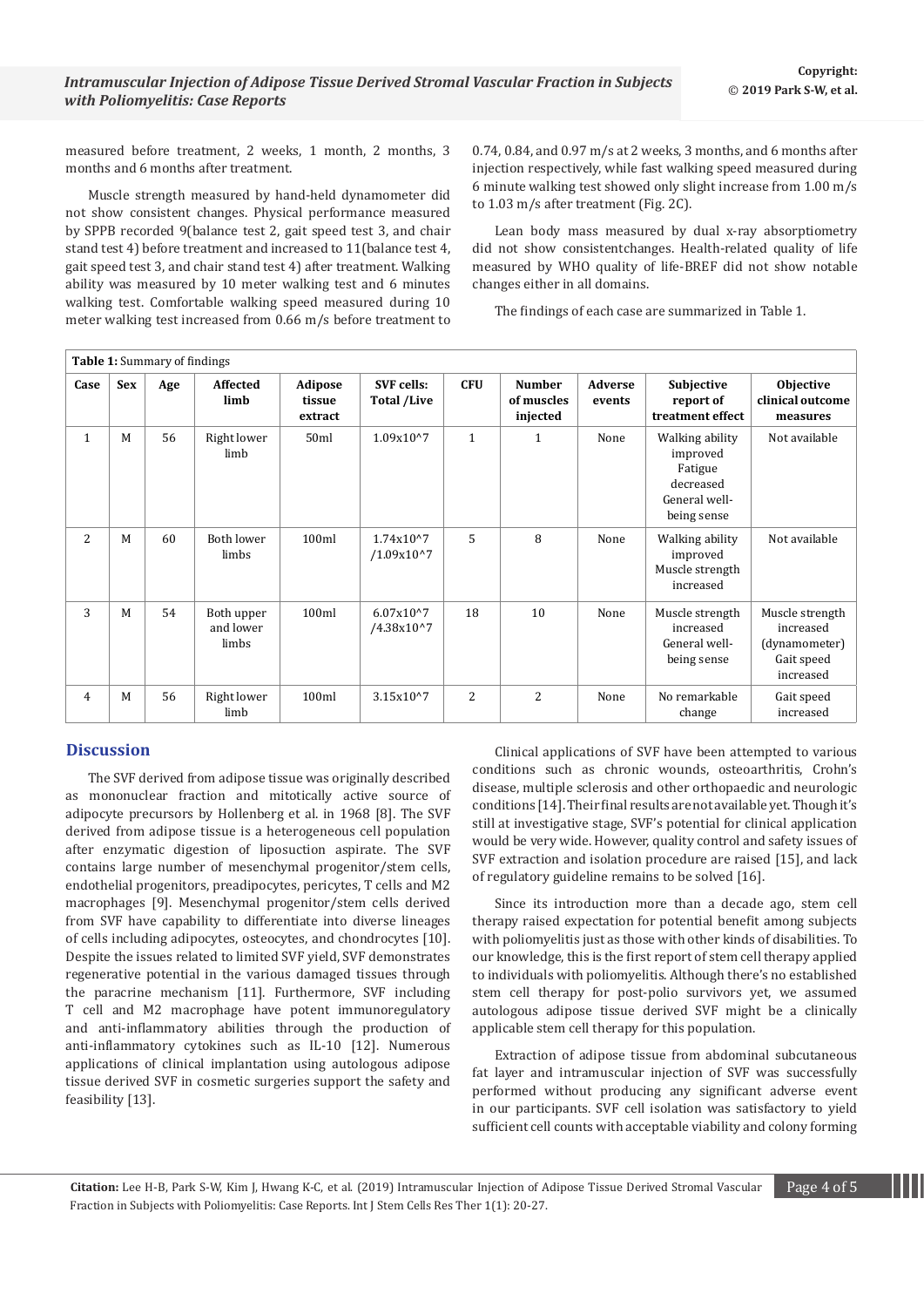measured before treatment, 2 weeks, 1 month, 2 months, 3 months and 6 months after treatment.

Muscle strength measured by hand-held dynamometer did not show consistent changes. Physical performance measured by SPPB recorded 9(balance test 2, gait speed test 3, and chair stand test 4) before treatment and increased to 11(balance test 4, gait speed test 3, and chair stand test 4) after treatment. Walking ability was measured by 10 meter walking test and 6 minutes walking test. Comfortable walking speed measured during 10 meter walking test increased from 0.66 m/s before treatment to 0.74, 0.84, and 0.97 m/s at 2 weeks, 3 months, and 6 months after injection respectively, while fast walking speed measured during 6 minute walking test showed only slight increase from 1.00 m/s to 1.03 m/s after treatment (Fig. 2C).

Lean body mass measured by dual x-ray absorptiometry did not show consistentchanges. Health-related quality of life measured by WHO quality of life-BREF did not show notable changes either in all domains.

The findings of each case are summarized in Table 1.

**Table 1:** Summary of findings

| Case | Sex | Age | Affected limb | Adipose tissue extract | SVF cells: Total /Live | CFU | Number of muscles injected | Adverse events | Subjective report of treatment effect | Objective clinical outcome measures |
|---|---|---|---|---|---|---|---|---|---|---|
| 1 | M | 56 | Right lower limb | 50ml | 1.09x10^7 | 1 | 1 | None | Walking ability improved Fatigue decreased General well-being sense | Not available |
| 2 | M | 60 | Both lower limbs | 100ml | 1.74x10^7 /1.09x10^7 | 5 | 8 | None | Walking ability improved Muscle strength increased | Not available |
| 3 | M | 54 | Both upper and lower limbs | 100ml | 6.07x10^7 /4.38x10^7 | 18 | 10 | None | Muscle strength increased General well-being sense | Muscle strength increased (dynamometer) Gait speed increased |
| 4 | M | 56 | Right lower limb | 100ml | 3.15x10^7 | 2 | 2 | None | No remarkable change | Gait speed increased |

## Discussion

The SVF derived from adipose tissue was originally described as mononuclear fraction and mitotically active source of adipocyte precursors by Hollenberg et al. in 1968 [8]. The SVF derived from adipose tissue is a heterogeneous cell population after enzymatic digestion of liposuction aspirate. The SVF contains large number of mesenchymal progenitor/stem cells, endothelial progenitors, preadipocytes, pericytes, T cells and M2 macrophages [9]. Mesenchymal progenitor/stem cells derived from SVF have capability to differentiate into diverse lineages of cells including adipocytes, osteocytes, and chondrocytes [10]. Despite the issues related to limited SVF yield, SVF demonstrates regenerative potential in the various damaged tissues through the paracrine mechanism [11]. Furthermore, SVF including T cell and M2 macrophage have potent immunoregulatory and anti-inflammatory abilities through the production of anti-inflammatory cytokines such as IL-10 [12]. Numerous applications of clinical implantation using autologous adipose tissue derived SVF in cosmetic surgeries support the safety and feasibility [13].

Clinical applications of SVF have been attempted to various conditions such as chronic wounds, osteoarthritis, Crohn's disease, multiple sclerosis and other orthopaedic and neurologic conditions [14]. Their final results are not available yet. Though it's still at investigative stage, SVF's potential for clinical application would be very wide. However, quality control and safety issues of SVF extraction and isolation procedure are raised [15], and lack of regulatory guideline remains to be solved [16].

Since its introduction more than a decade ago, stem cell therapy raised expectation for potential benefit among subjects with poliomyelitis just as those with other kinds of disabilities. To our knowledge, this is the first report of stem cell therapy applied to individuals with poliomyelitis. Although there's no established stem cell therapy for post-polio survivors yet, we assumed autologous adipose tissue derived SVF might be a clinically applicable stem cell therapy for this population.

Extraction of adipose tissue from abdominal subcutaneous fat layer and intramuscular injection of SVF was successfully performed without producing any significant adverse event in our participants. SVF cell isolation was satisfactory to yield sufficient cell counts with acceptable viability and colony forming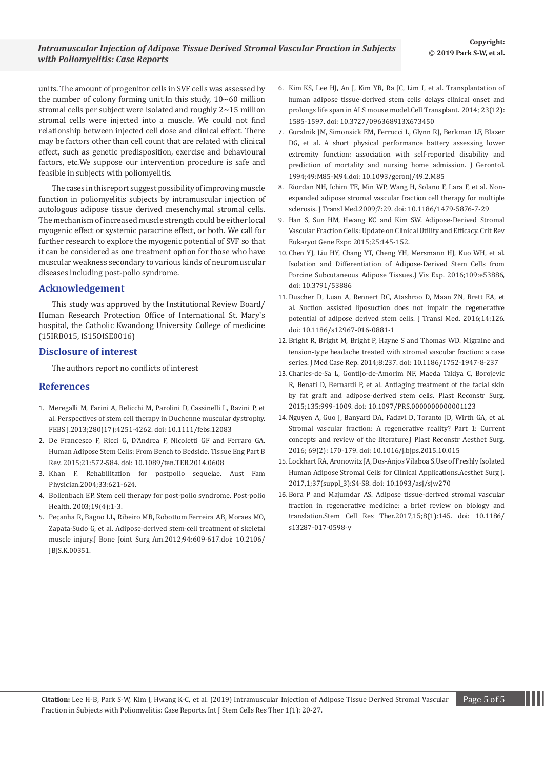units. The amount of progenitor cells in SVF cells was assessed by the number of colony forming unit.In this study, 10~60 million stromal cells per subject were isolated and roughly 2~15 million stromal cells were injected into a muscle. We could not find relationship between injected cell dose and clinical effect. There may be factors other than cell count that are related with clinical effect, such as genetic predisposition, exercise and behavioural factors, etc.We suppose our intervention procedure is safe and feasible in subjects with poliomyelitis.

The cases in thisreport suggest possibility of improving muscle function in poliomyelitis subjects by intramuscular injection of autologous adipose tissue derived mesenchymal stromal cells. The mechanism of increased muscle strength could be either local myogenic effect or systemic paracrine effect, or both. We call for further research to explore the myogenic potential of SVF so that it can be considered as one treatment option for those who have muscular weakness secondary to various kinds of neuromuscular diseases including post-polio syndrome.

## Acknowledgement

This study was approved by the Institutional Review Board/ Human Research Protection Office of International St. Mary`s hospital, the Catholic Kwandong University College of medicine (15IRB015, IS15OISE0016)

## Disclosure of interest

The authors report no conflicts of interest

## References

1. Meregalli M, Farini A, Belicchi M, Parolini D, Cassinelli L, Razini P, et al. Perspectives of stem cell therapy in Duchenne muscular dystrophy. FEBS J.2013;280(17):4251-4262. doi: 10.1111/febs.12083
2. De Francesco F, Ricci G, D'Andrea F, Nicoletti GF and Ferraro GA. Human Adipose Stem Cells: From Bench to Bedside. Tissue Eng Part B Rev. 2015;21:572-584. doi: 10.1089/ten.TEB.2014.0608
3. Khan F. Rehabilitation for postpolio sequelae. Aust Fam Physician.2004;33:621-624.
4. Bollenbach EP. Stem cell therapy for post-polio syndrome. Post-polio Health. 2003;19(4):1-3.
5. Peçanha R, Bagno LL, Ribeiro MB, Robottom Ferreira AB, Moraes MO, Zapata-Sudo G, et al. Adipose-derived stem-cell treatment of skeletal muscle injury.J Bone Joint Surg Am.2012;94:609-617.doi: 10.2106/JBJS.K.00351.
6. Kim KS, Lee HJ, An J, Kim YB, Ra JC, Lim I, et al. Transplantation of human adipose tissue-derived stem cells delays clinical onset and prolongs life span in ALS mouse model.Cell Transplant. 2014; 23(12): 1585-1597. doi: 10.3727/096368913X673450
7. Guralnik JM, Simonsick EM, Ferrucci L, Glynn RJ, Berkman LF, Blazer DG, et al. A short physical performance battery assessing lower extremity function: association with self-reported disability and prediction of mortality and nursing home admission. J Gerontol. 1994;49:M85-M94.doi: 10.1093/geronj/49.2.M85
8. Riordan NH, Ichim TE, Min WP, Wang H, Solano F, Lara F, et al. Non-expanded adipose stromal vascular fraction cell therapy for multiple sclerosis. J Transl Med.2009;7:29. doi: 10.1186/1479-5876-7-29
9. Han S, Sun HM, Hwang KC and Kim SW. Adipose-Derived Stromal Vascular Fraction Cells: Update on Clinical Utility and Efficacy. Crit Rev Eukaryot Gene Expr. 2015;25:145-152.
10. Chen YJ, Liu HY, Chang YT, Cheng YH, Mersmann HJ, Kuo WH, et al. Isolation and Differentiation of Adipose-Derived Stem Cells from Porcine Subcutaneous Adipose Tissues.J Vis Exp. 2016;109:e53886, doi: 10.3791/53886
11. Duscher D, Luan A, Rennert RC, Atashroo D, Maan ZN, Brett EA, et al. Suction assisted liposuction does not impair the regenerative potential of adipose derived stem cells. J Transl Med. 2016;14:126. doi: 10.1186/s12967-016-0881-1
12. Bright R, Bright M, Bright P, Hayne S and Thomas WD. Migraine and tension-type headache treated with stromal vascular fraction: a case series. J Med Case Rep. 2014;8:237. doi: 10.1186/1752-1947-8-237
13. Charles-de-Sa L, Gontijo-de-Amorim NF, Maeda Takiya C, Borojevic R, Benati D, Bernardi P, et al. Antiaging treatment of the facial skin by fat graft and adipose-derived stem cells. Plast Reconstr Surg. 2015;135:999-1009. doi: 10.1097/PRS.0000000000001123
14. Nguyen A, Guo J, Banyard DA, Fadavi D, Toranto JD, Wirth GA, et al. Stromal vascular fraction: A regenerative reality? Part 1: Current concepts and review of the literature.J Plast Reconstr Aesthet Surg. 2016; 69(2): 170-179. doi: 10.1016/j.bjps.2015.10.015
15. Lockhart RA, Aronowitz JA, Dos-Anjos Vilaboa S.Use of Freshly Isolated Human Adipose Stromal Cells for Clinical Applications.Aesthet Surg J. 2017,1;37(suppl_3):S4-S8. doi: 10.1093/asj/sjw270
16. Bora P and Majumdar AS. Adipose tissue-derived stromal vascular fraction in regenerative medicine: a brief review on biology and translation.Stem Cell Res Ther.2017,15;8(1):145. doi: 10.1186/s13287-017-0598-y